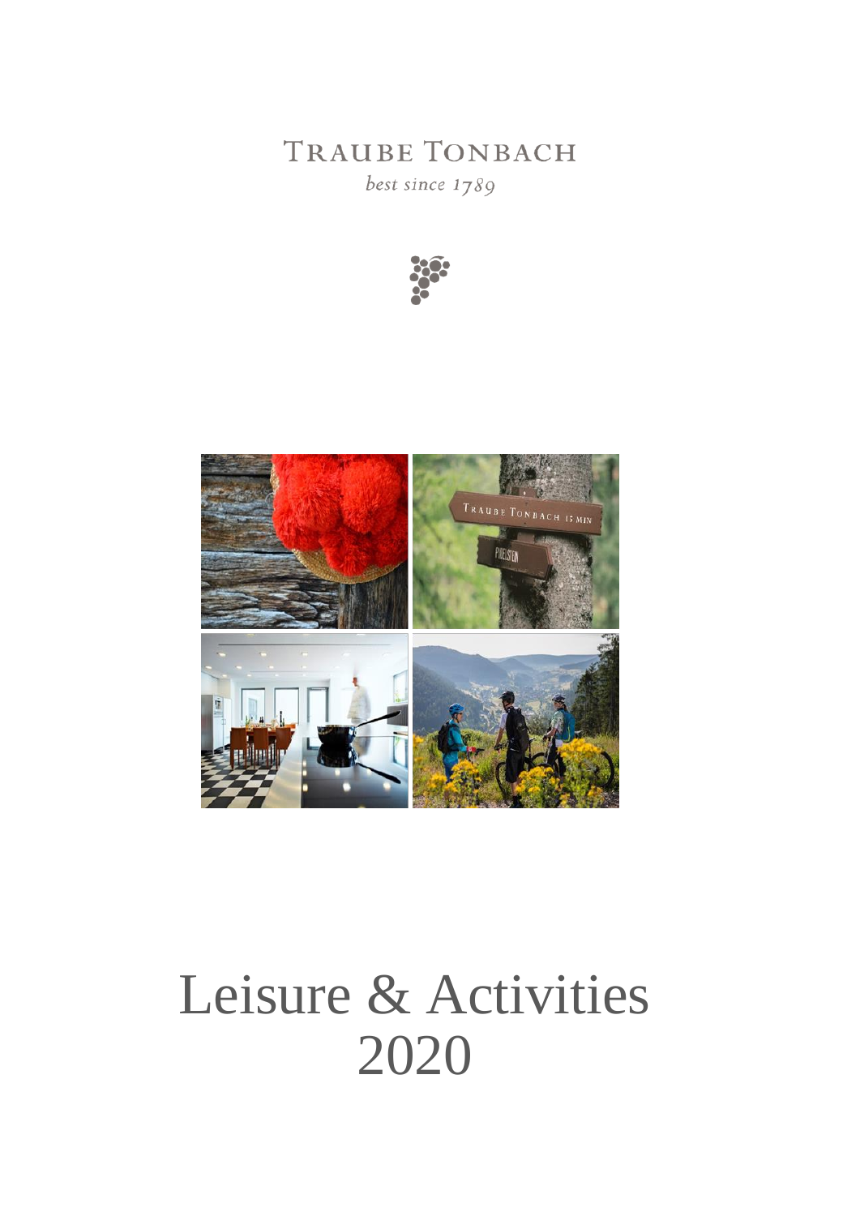TRAUBE TONBACH

*best since 1789*

# Leisure & Activities 2020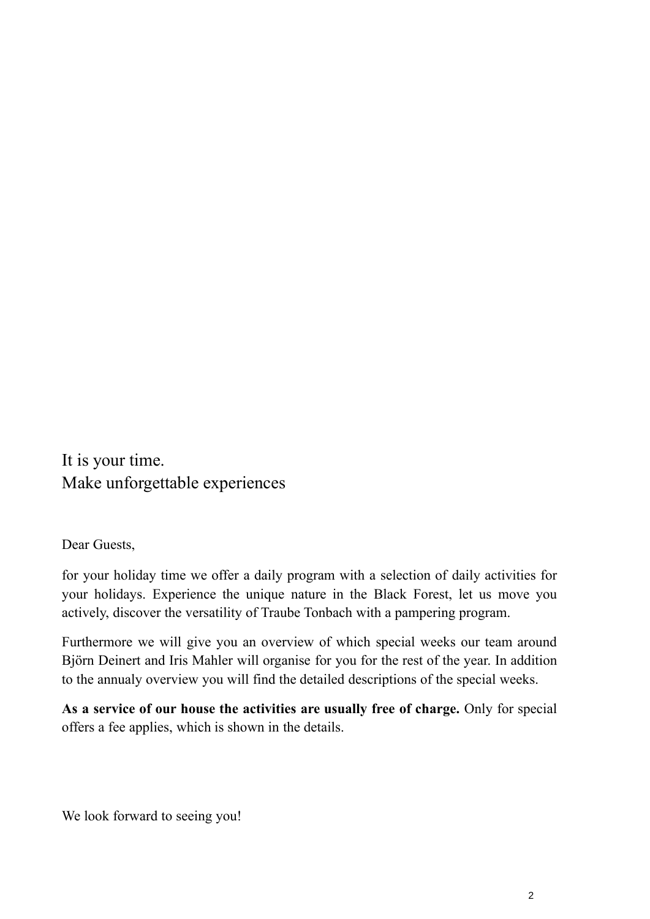# It is your time.
# Make unforgettable experiences

Dear Guests,

for your holiday time we offer a daily program with a selection of daily activities for your holidays. Experience the unique nature in the Black Forest, let us move you actively, discover the versatility of Traube Tonbach with a pampering program.

Furthermore we will give you an overview of which special weeks our team around Björn Deinert and Iris Mahler will organise for you for the rest of the year. In addition to the annualy overview you will find the detailed descriptions of the special weeks.

**As a service of our house the activities are usually free of charge.** Only for special offers a fee applies, which is shown in the details.

We look forward to seeing you!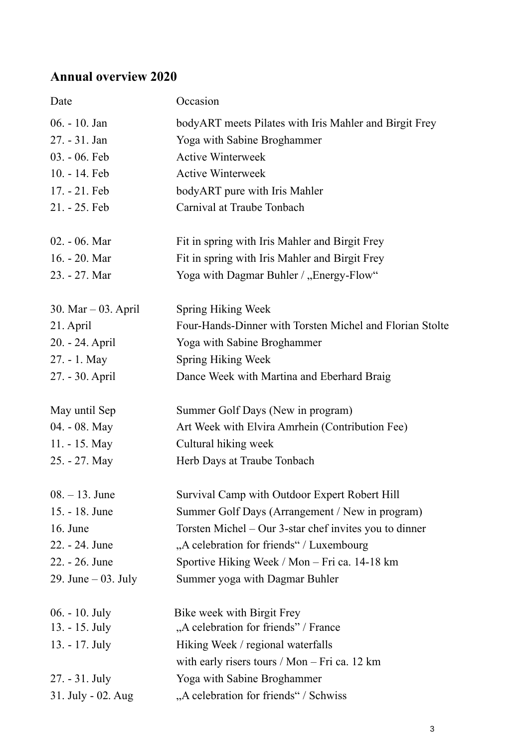## Annual overview 2020

| Date | Occasion |
|---|---|
| 06. - 10. Jan | bodyART meets Pilates with Iris Mahler and Birgit Frey |
| 27. - 31. Jan | Yoga with Sabine Broghammer |
| 03. - 06. Feb | Active Winterweek |
| 10. - 14. Feb | Active Winterweek |
| 17. - 21. Feb | bodyART pure with Iris Mahler |
| 21. - 25. Feb | Carnival at Traube Tonbach |
| | |
| 02. - 06. Mar | Fit in spring with Iris Mahler and Birgit Frey |
| 16. - 20. Mar | Fit in spring with Iris Mahler and Birgit Frey |
| 23. - 27. Mar | Yoga with Dagmar Buhler / „Energy-Flow“ |
| | |
| 30. Mar – 03. April | Spring Hiking Week |
| 21. April | Four-Hands-Dinner with Torsten Michel and Florian Stolte |
| 20. - 24. April | Yoga with Sabine Broghammer |
| 27. - 1. May | Spring Hiking Week |
| 27. - 30. April | Dance Week with Martina and Eberhard Braig |
| | |
| May until Sep | Summer Golf Days (New in program) |
| 04. - 08. May | Art Week with Elvira Amrhein (Contribution Fee) |
| 11. - 15. May | Cultural hiking week |
| 25. - 27. May | Herb Days at Traube Tonbach |
| | |
| 08. – 13. June | Survival Camp with Outdoor Expert Robert Hill |
| 15. - 18. June | Summer Golf Days (Arrangement / New in program) |
| 16. June | Torsten Michel – Our 3-star chef invites you to dinner |
| 22. - 24. June | „A celebration for friends“ / Luxembourg |
| 22. - 26. June | Sportive Hiking Week / Mon – Fri ca. 14-18 km |
| 29. June – 03. July | Summer yoga with Dagmar Buhler |
| | |
| 06. - 10. July | Bike week with Birgit Frey |
| 13. - 15. July | „A celebration for friends" / France |
| 13. - 17. July | Hiking Week / regional waterfalls with early risers tours / Mon – Fri ca. 12 km |
| 27. - 31. July | Yoga with Sabine Broghammer |
| 31. July - 02. Aug | „A celebration for friends“ / Schwiss |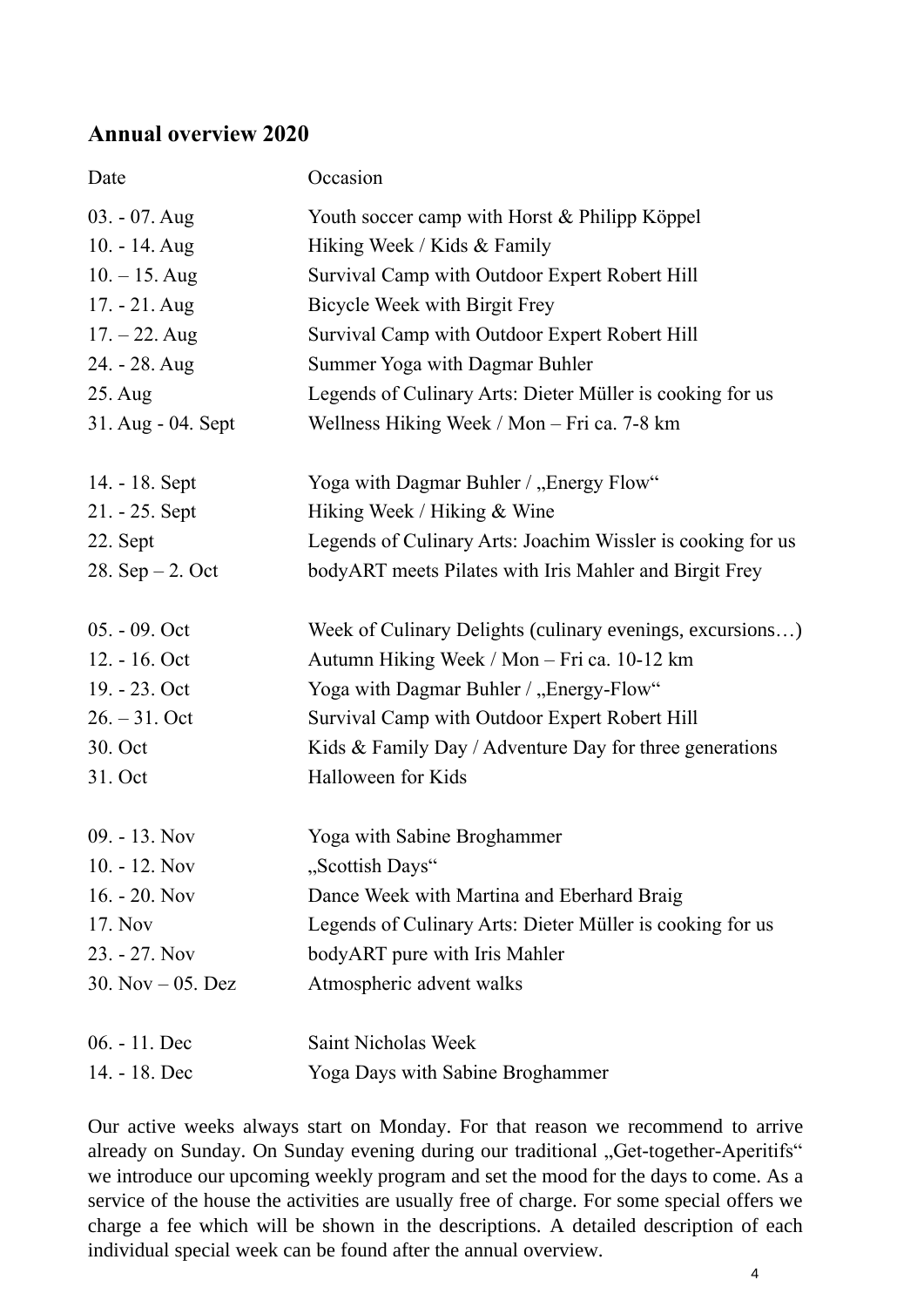## Annual overview 2020

| Date | Occasion |
| --- | --- |
| 03. - 07. Aug | Youth soccer camp with Horst & Philipp Köppel |
| 10. - 14. Aug | Hiking Week / Kids & Family |
| 10. – 15. Aug | Survival Camp with Outdoor Expert Robert Hill |
| 17. - 21. Aug | Bicycle Week with Birgit Frey |
| 17. – 22. Aug | Survival Camp with Outdoor Expert Robert Hill |
| 24. - 28. Aug | Summer Yoga with Dagmar Buhler |
| 25. Aug | Legends of Culinary Arts: Dieter Müller is cooking for us |
| 31. Aug - 04. Sept | Wellness Hiking Week / Mon – Fri ca. 7-8 km |
| | |
| 14. - 18. Sept | Yoga with Dagmar Buhler / „Energy Flow" |
| 21. - 25. Sept | Hiking Week / Hiking & Wine |
| 22. Sept | Legends of Culinary Arts: Joachim Wissler is cooking for us |
| 28. Sep – 2. Oct | bodyART meets Pilates with Iris Mahler and Birgit Frey |
| | |
| 05. - 09. Oct | Week of Culinary Delights (culinary evenings, excursions…) |
| 12. - 16. Oct | Autumn Hiking Week / Mon – Fri ca. 10-12 km |
| 19. - 23. Oct | Yoga with Dagmar Buhler / „Energy-Flow" |
| 26. – 31. Oct | Survival Camp with Outdoor Expert Robert Hill |
| 30. Oct | Kids & Family Day / Adventure Day for three generations |
| 31. Oct | Halloween for Kids |
| | |
| 09. - 13. Nov | Yoga with Sabine Broghammer |
| 10. - 12. Nov | „Scottish Days" |
| 16. - 20. Nov | Dance Week with Martina and Eberhard Braig |
| 17. Nov | Legends of Culinary Arts: Dieter Müller is cooking for us |
| 23. - 27. Nov | bodyART pure with Iris Mahler |
| 30. Nov – 05. Dez | Atmospheric advent walks |
| | |
| 06. - 11. Dec | Saint Nicholas Week |
| 14. - 18. Dec | Yoga Days with Sabine Broghammer |

Our active weeks always start on Monday. For that reason we recommend to arrive already on Sunday. On Sunday evening during our traditional „Get-together-Aperitifs" we introduce our upcoming weekly program and set the mood for the days to come. As a service of the house the activities are usually free of charge. For some special offers we charge a fee which will be shown in the descriptions. A detailed description of each individual special week can be found after the annual overview.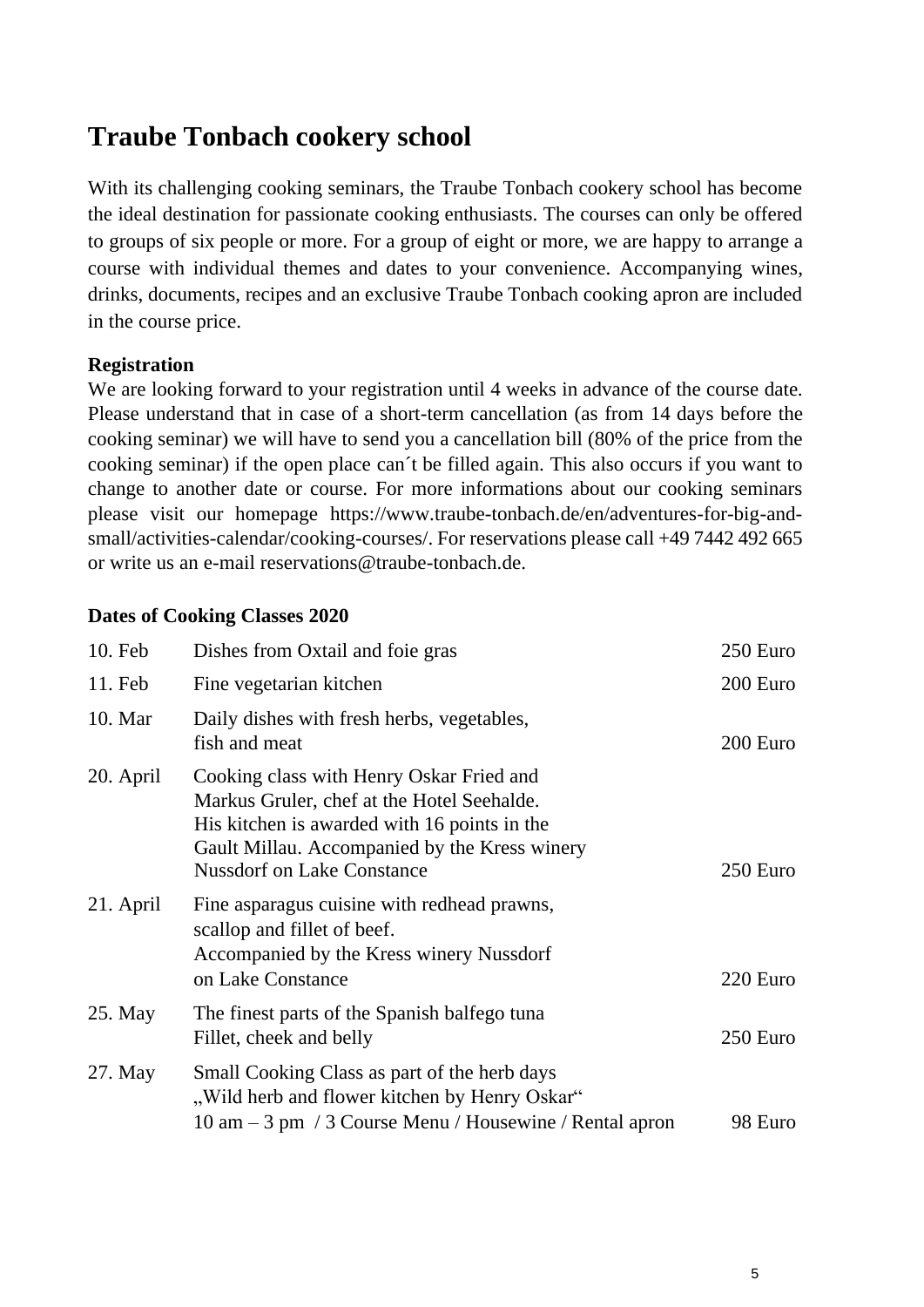# Traube Tonbach cookery school

With its challenging cooking seminars, the Traube Tonbach cookery school has become the ideal destination for passionate cooking enthusiasts. The courses can only be offered to groups of six people or more. For a group of eight or more, we are happy to arrange a course with individual themes and dates to your convenience. Accompanying wines, drinks, documents, recipes and an exclusive Traube Tonbach cooking apron are included in the course price.

**Registration**

We are looking forward to your registration until 4 weeks in advance of the course date. Please understand that in case of a short-term cancellation (as from 14 days before the cooking seminar) we will have to send you a cancellation bill (80% of the price from the cooking seminar) if the open place can´t be filled again. This also occurs if you want to change to another date or course. For more informations about our cooking seminars please visit our homepage https://www.traube-tonbach.de/en/adventures-for-big-and-small/activities-calendar/cooking-courses/. For reservations please call +49 7442 492 665 or write us an e-mail reservations@traube-tonbach.de.

**Dates of Cooking Classes 2020**

| Date | Course | Price |
|---|---|---|
| 10. Feb | Dishes from Oxtail and foie gras | 250 Euro |
| 11. Feb | Fine vegetarian kitchen | 200 Euro |
| 10. Mar | Daily dishes with fresh herbs, vegetables, fish and meat | 200 Euro |
| 20. April | Cooking class with Henry Oskar Fried and Markus Gruler, chef at the Hotel Seehalde. His kitchen is awarded with 16 points in the Gault Millau. Accompanied by the Kress winery Nussdorf on Lake Constance | 250 Euro |
| 21. April | Fine asparagus cuisine with redhead prawns, scallop and fillet of beef. Accompanied by the Kress winery Nussdorf on Lake Constance | 220 Euro |
| 25. May | The finest parts of the Spanish balfego tuna Fillet, cheek and belly | 250 Euro |
| 27. May | Small Cooking Class as part of the herb days „Wild herb and flower kitchen by Henry Oskar" 10 am – 3 pm / 3 Course Menu / Housewine / Rental apron | 98 Euro |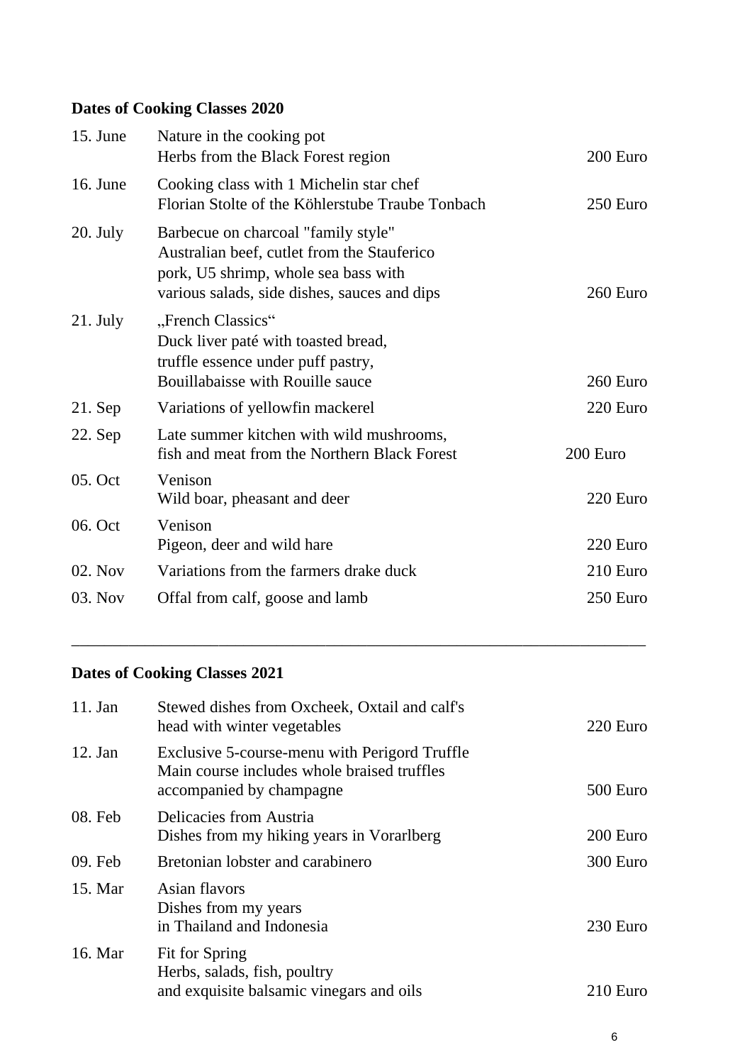**Dates of Cooking Classes 2020**

| | | |
|---|---|---|
| 15. June | Nature in the cooking pot<br>Herbs from the Black Forest region | 200 Euro |
| 16. June | Cooking class with 1 Michelin star chef<br>Florian Stolte of the Köhlerstube Traube Tonbach | 250 Euro |
| 20. July | Barbecue on charcoal "family style"<br>Australian beef, cutlet from the Stauferico<br>pork, U5 shrimp, whole sea bass with<br>various salads, side dishes, sauces and dips | 260 Euro |
| 21. July | „French Classics"<br>Duck liver paté with toasted bread,<br>truffle essence under puff pastry,<br>Bouillabaisse with Rouille sauce | 260 Euro |
| 21. Sep | Variations of yellowfin mackerel | 220 Euro |
| 22. Sep | Late summer kitchen with wild mushrooms,<br>fish and meat from the Northern Black Forest | 200 Euro |
| 05. Oct | Venison<br>Wild boar, pheasant and deer | 220 Euro |
| 06. Oct | Venison<br>Pigeon, deer and wild hare | 220 Euro |
| 02. Nov | Variations from the farmers drake duck | 210 Euro |
| 03. Nov | Offal from calf, goose and lamb | 250 Euro |

---

**Dates of Cooking Classes 2021**

| | | |
|---|---|---|
| 11. Jan | Stewed dishes from Oxcheek, Oxtail and calf's<br>head with winter vegetables | 220 Euro |
| 12. Jan | Exclusive 5-course-menu with Perigord Truffle<br>Main course includes whole braised truffles<br>accompanied by champagne | 500 Euro |
| 08. Feb | Delicacies from Austria<br>Dishes from my hiking years in Vorarlberg | 200 Euro |
| 09. Feb | Bretonian lobster and carabinero | 300 Euro |
| 15. Mar | Asian flavors<br>Dishes from my years<br>in Thailand and Indonesia | 230 Euro |
| 16. Mar | Fit for Spring<br>Herbs, salads, fish, poultry<br>and exquisite balsamic vinegars and oils | 210 Euro |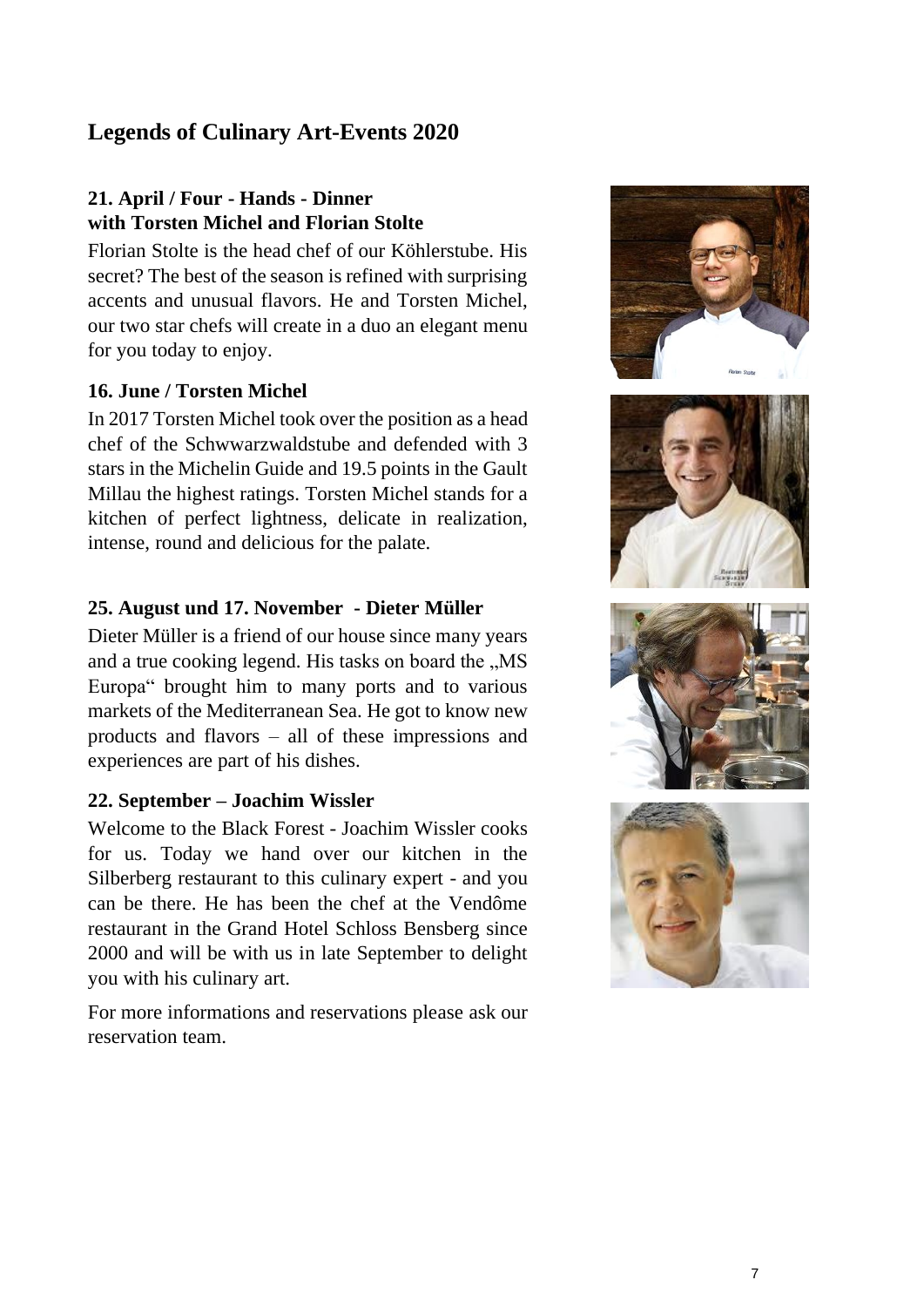## Legends of Culinary Art-Events 2020

### 21. April / Four - Hands - Dinner with Torsten Michel and Florian Stolte

Florian Stolte is the head chef of our Köhlerstube. His secret? The best of the season is refined with surprising accents and unusual flavors. He and Torsten Michel, our two star chefs will create in a duo an elegant menu for you today to enjoy.

### 16. June / Torsten Michel

In 2017 Torsten Michel took over the position as a head chef of the Schwwarzwaldstube and defended with 3 stars in the Michelin Guide and 19.5 points in the Gault Millau the highest ratings. Torsten Michel stands for a kitchen of perfect lightness, delicate in realization, intense, round and delicious for the palate.

### 25. August und 17. November - Dieter Müller

Dieter Müller is a friend of our house since many years and a true cooking legend. His tasks on board the „MS Europa" brought him to many ports and to various markets of the Mediterranean Sea. He got to know new products and flavors – all of these impressions and experiences are part of his dishes.

### 22. September – Joachim Wissler

Welcome to the Black Forest - Joachim Wissler cooks for us. Today we hand over our kitchen in the Silberberg restaurant to this culinary expert - and you can be there. He has been the chef at the Vendôme restaurant in the Grand Hotel Schloss Bensberg since 2000 and will be with us in late September to delight you with his culinary art.

For more informations and reservations please ask our reservation team.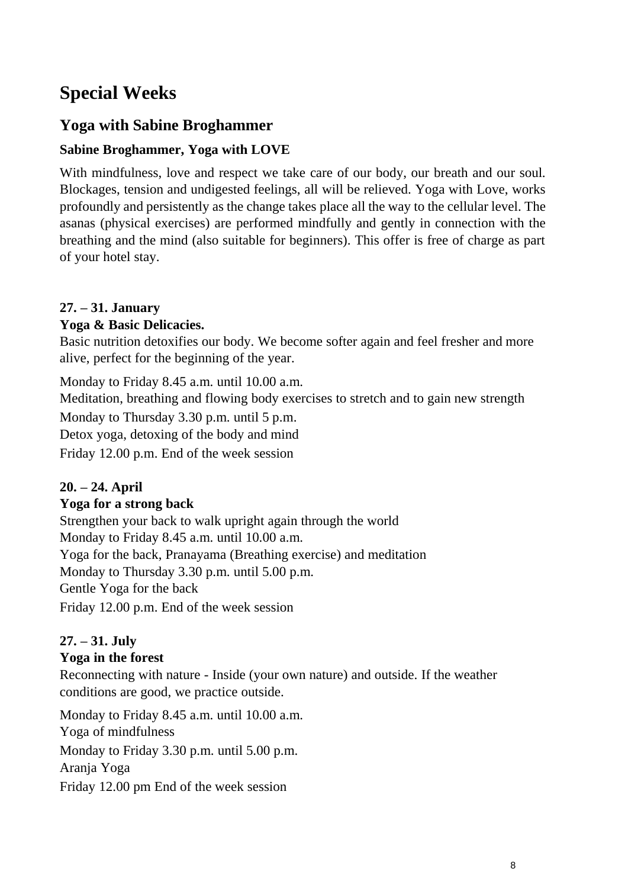# Special Weeks

## Yoga with Sabine Broghammer

### Sabine Broghammer, Yoga with LOVE

With mindfulness, love and respect we take care of our body, our breath and our soul. Blockages, tension and undigested feelings, all will be relieved. Yoga with Love, works profoundly and persistently as the change takes place all the way to the cellular level. The asanas (physical exercises) are performed mindfully and gently in connection with the breathing and the mind (also suitable for beginners). This offer is free of charge as part of your hotel stay.

**27. – 31. January**
**Yoga & Basic Delicacies.**
Basic nutrition detoxifies our body. We become softer again and feel fresher and more alive, perfect for the beginning of the year.

Monday to Friday 8.45 a.m. until 10.00 a.m.
Meditation, breathing and flowing body exercises to stretch and to gain new strength
Monday to Thursday 3.30 p.m. until 5 p.m.
Detox yoga, detoxing of the body and mind
Friday 12.00 p.m. End of the week session

**20. – 24. April**
**Yoga for a strong back**
Strengthen your back to walk upright again through the world
Monday to Friday 8.45 a.m. until 10.00 a.m.
Yoga for the back, Pranayama (Breathing exercise) and meditation
Monday to Thursday 3.30 p.m. until 5.00 p.m.
Gentle Yoga for the back
Friday 12.00 p.m. End of the week session

**27. – 31. July**
**Yoga in the forest**
Reconnecting with nature - Inside (your own nature) and outside. If the weather conditions are good, we practice outside.

Monday to Friday 8.45 a.m. until 10.00 a.m.
Yoga of mindfulness
Monday to Friday 3.30 p.m. until 5.00 p.m.
Aranja Yoga
Friday 12.00 pm End of the week session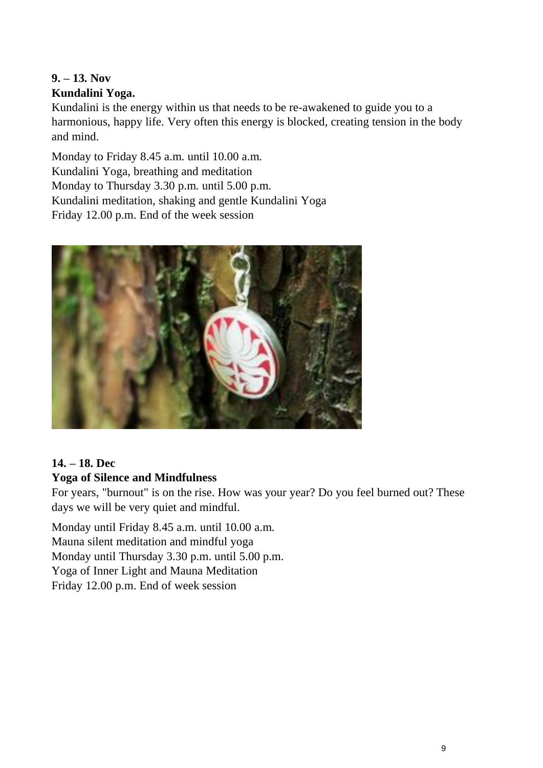**9. – 13. Nov**

**Kundalini Yoga.**

Kundalini is the energy within us that needs to be re-awakened to guide you to a harmonious, happy life. Very often this energy is blocked, creating tension in the body and mind.

Monday to Friday 8.45 a.m. until 10.00 a.m.
Kundalini Yoga, breathing and meditation
Monday to Thursday 3.30 p.m. until 5.00 p.m.
Kundalini meditation, shaking and gentle Kundalini Yoga
Friday 12.00 p.m. End of the week session

**14. – 18. Dec**

**Yoga of Silence and Mindfulness**

For years, "burnout" is on the rise. How was your year? Do you feel burned out? These days we will be very quiet and mindful.

Monday until Friday 8.45 a.m. until 10.00 a.m.
Mauna silent meditation and mindful yoga
Monday until Thursday 3.30 p.m. until 5.00 p.m.
Yoga of Inner Light and Mauna Meditation
Friday 12.00 p.m. End of week session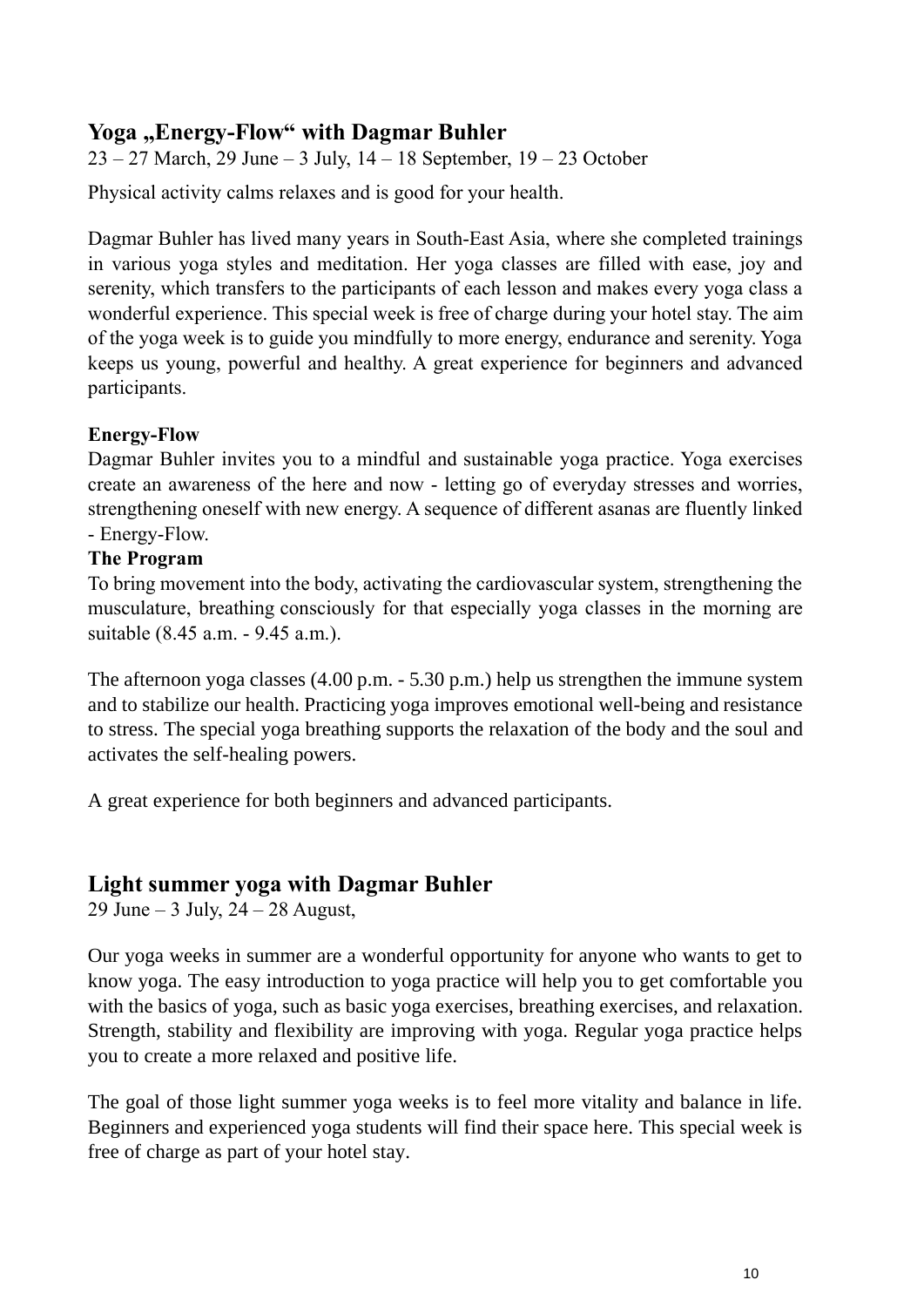## Yoga „Energy-Flow“ with Dagmar Buhler

23 – 27 March, 29 June – 3 July, 14 – 18 September, 19 – 23 October

Physical activity calms relaxes and is good for your health.

Dagmar Buhler has lived many years in South-East Asia, where she completed trainings in various yoga styles and meditation. Her yoga classes are filled with ease, joy and serenity, which transfers to the participants of each lesson and makes every yoga class a wonderful experience. This special week is free of charge during your hotel stay. The aim of the yoga week is to guide you mindfully to more energy, endurance and serenity. Yoga keeps us young, powerful and healthy. A great experience for beginners and advanced participants.

**Energy-Flow**

Dagmar Buhler invites you to a mindful and sustainable yoga practice. Yoga exercises create an awareness of the here and now - letting go of everyday stresses and worries, strengthening oneself with new energy. A sequence of different asanas are fluently linked - Energy-Flow.

**The Program**

To bring movement into the body, activating the cardiovascular system, strengthening the musculature, breathing consciously for that especially yoga classes in the morning are suitable (8.45 a.m. - 9.45 a.m.).

The afternoon yoga classes (4.00 p.m. - 5.30 p.m.) help us strengthen the immune system and to stabilize our health. Practicing yoga improves emotional well-being and resistance to stress. The special yoga breathing supports the relaxation of the body and the soul and activates the self-healing powers.

A great experience for both beginners and advanced participants.

## Light summer yoga with Dagmar Buhler

29 June – 3 July, 24 – 28 August,

Our yoga weeks in summer are a wonderful opportunity for anyone who wants to get to know yoga. The easy introduction to yoga practice will help you to get comfortable you with the basics of yoga, such as basic yoga exercises, breathing exercises, and relaxation. Strength, stability and flexibility are improving with yoga. Regular yoga practice helps you to create a more relaxed and positive life.

The goal of those light summer yoga weeks is to feel more vitality and balance in life. Beginners and experienced yoga students will find their space here. This special week is free of charge as part of your hotel stay.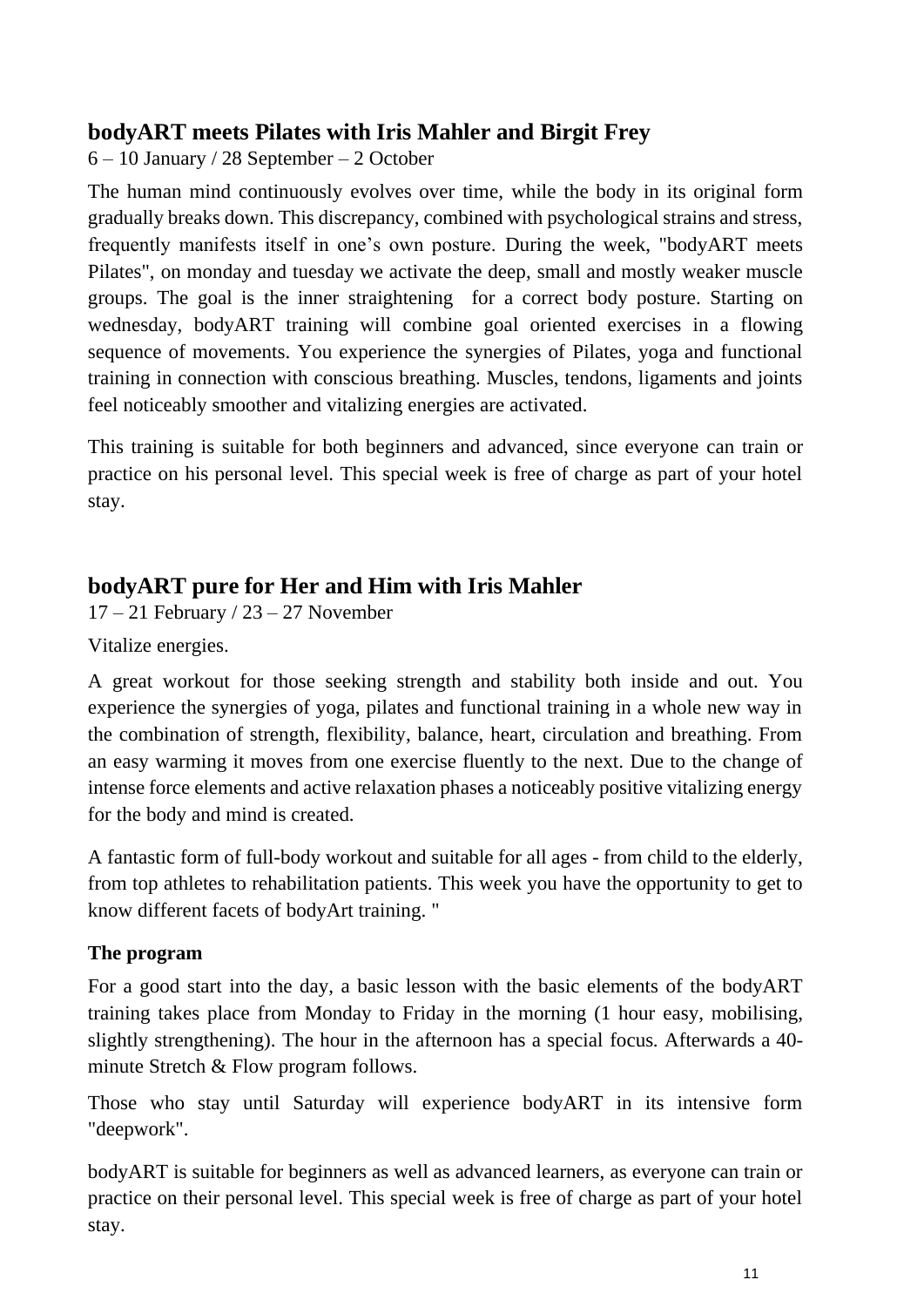## bodyART meets Pilates with Iris Mahler and Birgit Frey

6 – 10 January / 28 September – 2 October

The human mind continuously evolves over time, while the body in its original form gradually breaks down. This discrepancy, combined with psychological strains and stress, frequently manifests itself in one's own posture. During the week, "bodyART meets Pilates", on monday and tuesday we activate the deep, small and mostly weaker muscle groups. The goal is the inner straightening for a correct body posture. Starting on wednesday, bodyART training will combine goal oriented exercises in a flowing sequence of movements. You experience the synergies of Pilates, yoga and functional training in connection with conscious breathing. Muscles, tendons, ligaments and joints feel noticeably smoother and vitalizing energies are activated.

This training is suitable for both beginners and advanced, since everyone can train or practice on his personal level. This special week is free of charge as part of your hotel stay.

## bodyART pure for Her and Him with Iris Mahler

17 – 21 February / 23 – 27 November

Vitalize energies.

A great workout for those seeking strength and stability both inside and out. You experience the synergies of yoga, pilates and functional training in a whole new way in the combination of strength, flexibility, balance, heart, circulation and breathing. From an easy warming it moves from one exercise fluently to the next. Due to the change of intense force elements and active relaxation phases a noticeably positive vitalizing energy for the body and mind is created.

A fantastic form of full-body workout and suitable for all ages - from child to the elderly, from top athletes to rehabilitation patients. This week you have the opportunity to get to know different facets of bodyArt training. "

### The program

For a good start into the day, a basic lesson with the basic elements of the bodyART training takes place from Monday to Friday in the morning (1 hour easy, mobilising, slightly strengthening). The hour in the afternoon has a special focus. Afterwards a 40-minute Stretch & Flow program follows.

Those who stay until Saturday will experience bodyART in its intensive form "deepwork".

bodyART is suitable for beginners as well as advanced learners, as everyone can train or practice on their personal level. This special week is free of charge as part of your hotel stay.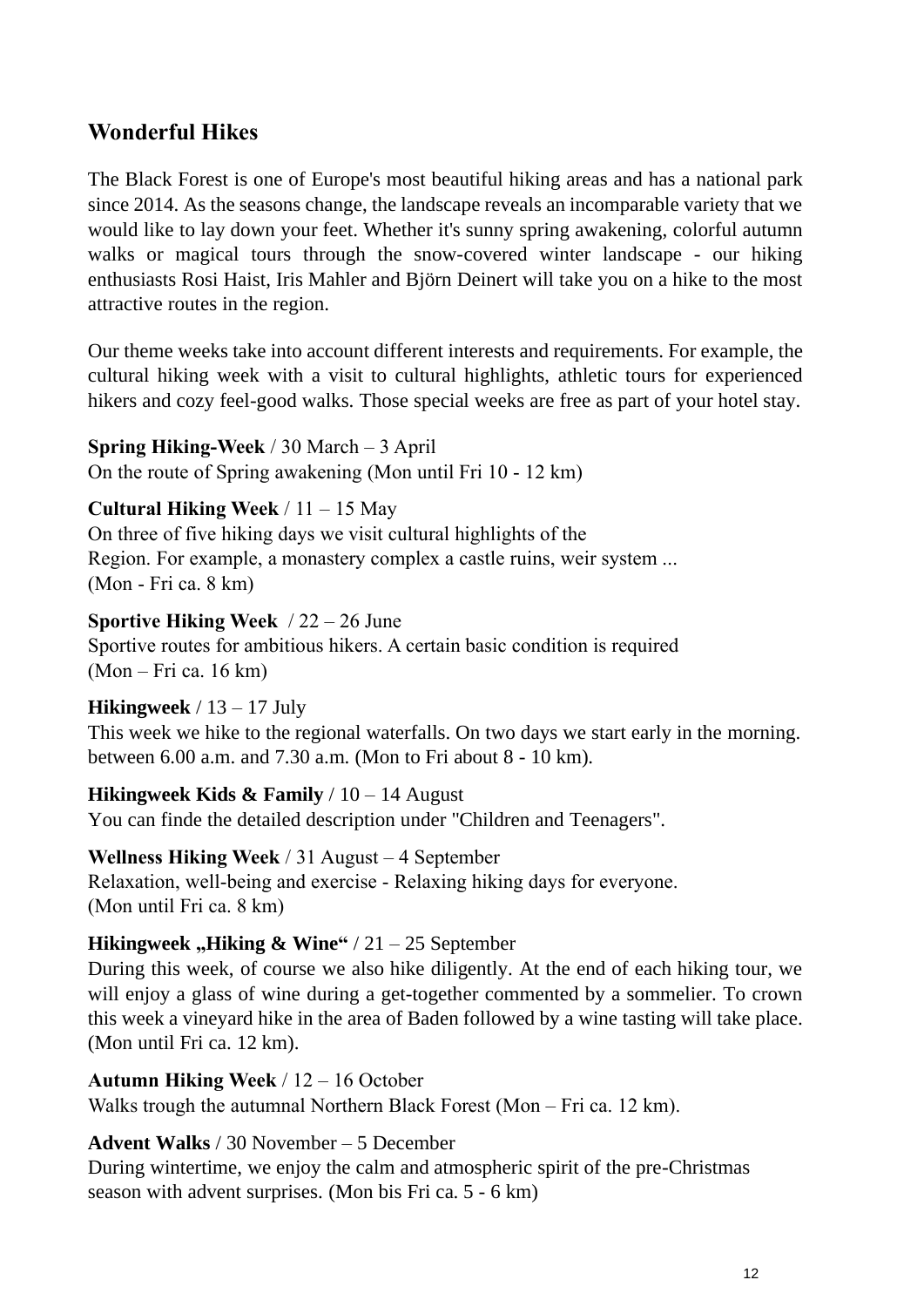## Wonderful Hikes

The Black Forest is one of Europe's most beautiful hiking areas and has a national park since 2014. As the seasons change, the landscape reveals an incomparable variety that we would like to lay down your feet. Whether it's sunny spring awakening, colorful autumn walks or magical tours through the snow-covered winter landscape - our hiking enthusiasts Rosi Haist, Iris Mahler and Björn Deinert will take you on a hike to the most attractive routes in the region.

Our theme weeks take into account different interests and requirements. For example, the cultural hiking week with a visit to cultural highlights, athletic tours for experienced hikers and cozy feel-good walks. Those special weeks are free as part of your hotel stay.

**Spring Hiking-Week** / 30 March – 3 April
On the route of Spring awakening (Mon until Fri 10 - 12 km)

**Cultural Hiking Week** / 11 – 15 May
On three of five hiking days we visit cultural highlights of the Region. For example, a monastery complex a castle ruins, weir system ...
(Mon - Fri ca. 8 km)

**Sportive Hiking Week** / 22 – 26 June
Sportive routes for ambitious hikers. A certain basic condition is required
(Mon – Fri ca. 16 km)

**Hikingweek** / 13 – 17 July
This week we hike to the regional waterfalls. On two days we start early in the morning. between 6.00 a.m. and 7.30 a.m. (Mon to Fri about 8 - 10 km).

**Hikingweek Kids & Family** / 10 – 14 August
You can finde the detailed description under "Children and Teenagers".

**Wellness Hiking Week** / 31 August – 4 September
Relaxation, well-being and exercise - Relaxing hiking days for everyone.
(Mon until Fri ca. 8 km)

**Hikingweek „Hiking & Wine“** / 21 – 25 September
During this week, of course we also hike diligently. At the end of each hiking tour, we will enjoy a glass of wine during a get-together commented by a sommelier. To crown this week a vineyard hike in the area of Baden followed by a wine tasting will take place. (Mon until Fri ca. 12 km).

**Autumn Hiking Week** / 12 – 16 October
Walks trough the autumnal Northern Black Forest (Mon – Fri ca. 12 km).

**Advent Walks** / 30 November – 5 December
During wintertime, we enjoy the calm and atmospheric spirit of the pre-Christmas season with advent surprises. (Mon bis Fri ca. 5 - 6 km)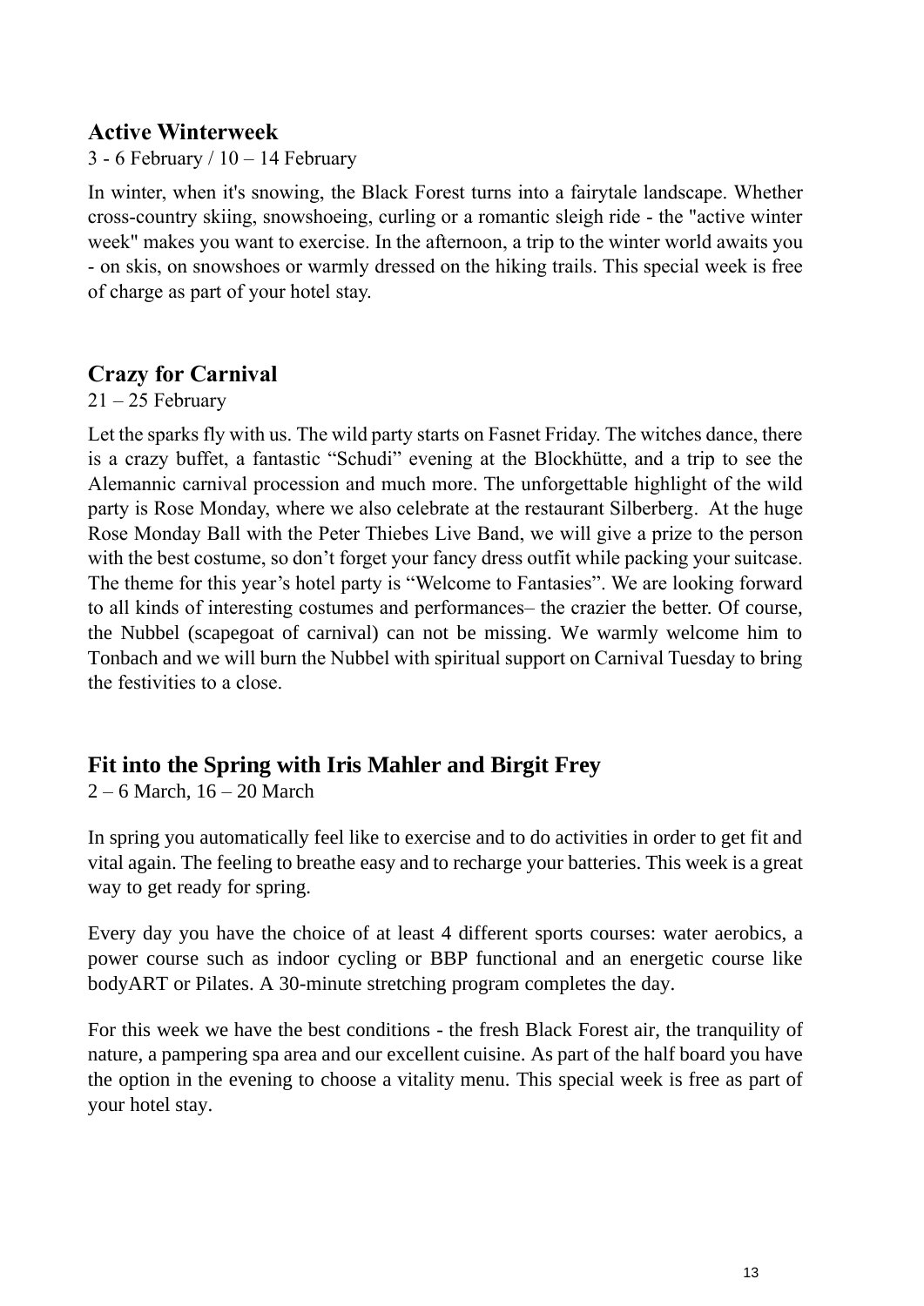## Active Winterweek

3 - 6 February / 10 – 14 February

In winter, when it's snowing, the Black Forest turns into a fairytale landscape. Whether cross-country skiing, snowshoeing, curling or a romantic sleigh ride - the "active winter week" makes you want to exercise. In the afternoon, a trip to the winter world awaits you - on skis, on snowshoes or warmly dressed on the hiking trails. This special week is free of charge as part of your hotel stay.

## Crazy for Carnival

21 – 25 February

Let the sparks fly with us. The wild party starts on Fasnet Friday. The witches dance, there is a crazy buffet, a fantastic "Schudi" evening at the Blockhütte, and a trip to see the Alemannic carnival procession and much more. The unforgettable highlight of the wild party is Rose Monday, where we also celebrate at the restaurant Silberberg. At the huge Rose Monday Ball with the Peter Thiebes Live Band, we will give a prize to the person with the best costume, so don't forget your fancy dress outfit while packing your suitcase. The theme for this year's hotel party is "Welcome to Fantasies". We are looking forward to all kinds of interesting costumes and performances– the crazier the better. Of course, the Nubbel (scapegoat of carnival) can not be missing. We warmly welcome him to Tonbach and we will burn the Nubbel with spiritual support on Carnival Tuesday to bring the festivities to a close.

## Fit into the Spring with Iris Mahler and Birgit Frey

2 – 6 March, 16 – 20 March

In spring you automatically feel like to exercise and to do activities in order to get fit and vital again. The feeling to breathe easy and to recharge your batteries. This week is a great way to get ready for spring.

Every day you have the choice of at least 4 different sports courses: water aerobics, a power course such as indoor cycling or BBP functional and an energetic course like bodyART or Pilates. A 30-minute stretching program completes the day.

For this week we have the best conditions - the fresh Black Forest air, the tranquility of nature, a pampering spa area and our excellent cuisine. As part of the half board you have the option in the evening to choose a vitality menu. This special week is free as part of your hotel stay.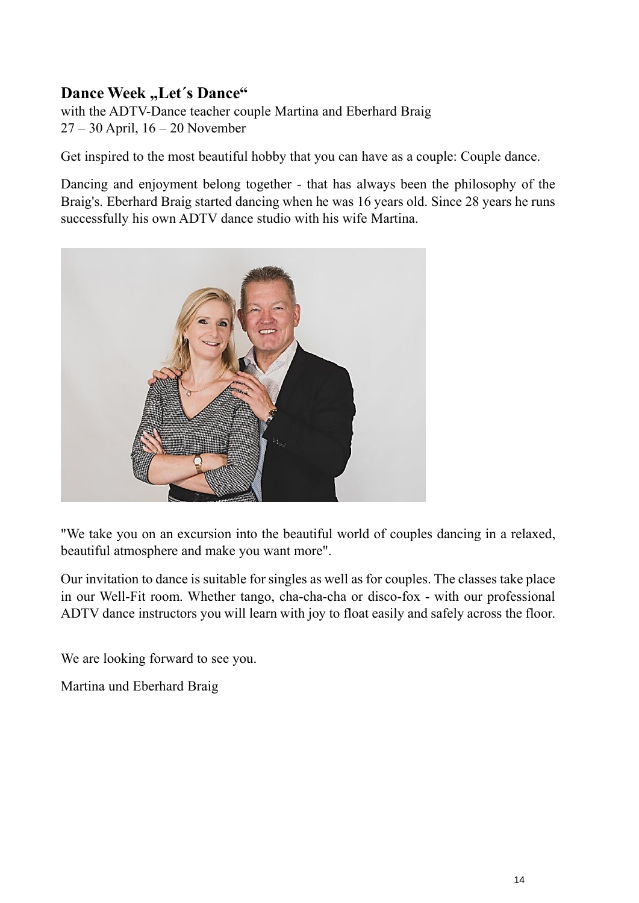## Dance Week „Let´s Dance“

with the ADTV-Dance teacher couple Martina and Eberhard Braig
27 – 30 April, 16 – 20 November

Get inspired to the most beautiful hobby that you can have as a couple: Couple dance.

Dancing and enjoyment belong together - that has always been the philosophy of the Braig's. Eberhard Braig started dancing when he was 16 years old. Since 28 years he runs successfully his own ADTV dance studio with his wife Martina.

"We take you on an excursion into the beautiful world of couples dancing in a relaxed, beautiful atmosphere and make you want more".

Our invitation to dance is suitable for singles as well as for couples. The classes take place in our Well-Fit room. Whether tango, cha-cha-cha or disco-fox - with our professional ADTV dance instructors you will learn with joy to float easily and safely across the floor.

We are looking forward to see you.

Martina und Eberhard Braig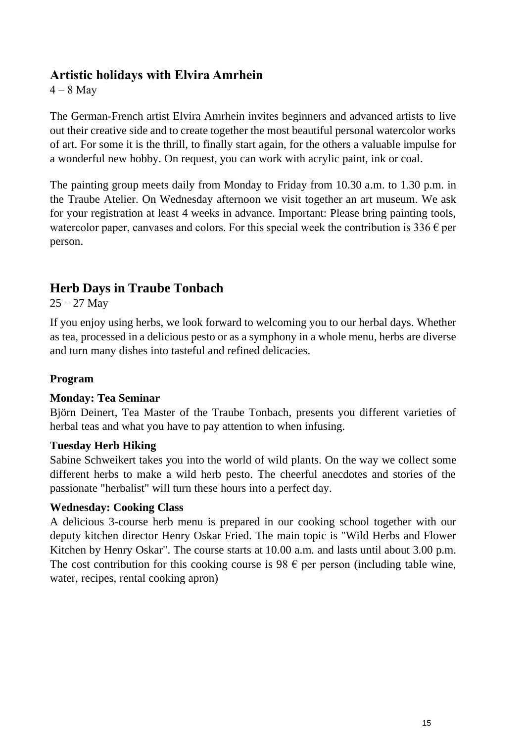## Artistic holidays with Elvira Amrhein

4 – 8 May

The German-French artist Elvira Amrhein invites beginners and advanced artists to live out their creative side and to create together the most beautiful personal watercolor works of art. For some it is the thrill, to finally start again, for the others a valuable impulse for a wonderful new hobby. On request, you can work with acrylic paint, ink or coal.

The painting group meets daily from Monday to Friday from 10.30 a.m. to 1.30 p.m. in the Traube Atelier. On Wednesday afternoon we visit together an art museum. We ask for your registration at least 4 weeks in advance. Important: Please bring painting tools, watercolor paper, canvases and colors. For this special week the contribution is 336 € per person.

## Herb Days in Traube Tonbach

25 – 27 May

If you enjoy using herbs, we look forward to welcoming you to our herbal days. Whether as tea, processed in a delicious pesto or as a symphony in a whole menu, herbs are diverse and turn many dishes into tasteful and refined delicacies.

### Program

**Monday: Tea Seminar**

Björn Deinert, Tea Master of the Traube Tonbach, presents you different varieties of herbal teas and what you have to pay attention to when infusing.

**Tuesday Herb Hiking**

Sabine Schweikert takes you into the world of wild plants. On the way we collect some different herbs to make a wild herb pesto. The cheerful anecdotes and stories of the passionate "herbalist" will turn these hours into a perfect day.

**Wednesday: Cooking Class**

A delicious 3-course herb menu is prepared in our cooking school together with our deputy kitchen director Henry Oskar Fried. The main topic is "Wild Herbs and Flower Kitchen by Henry Oskar". The course starts at 10.00 a.m. and lasts until about 3.00 p.m. The cost contribution for this cooking course is 98 € per person (including table wine, water, recipes, rental cooking apron)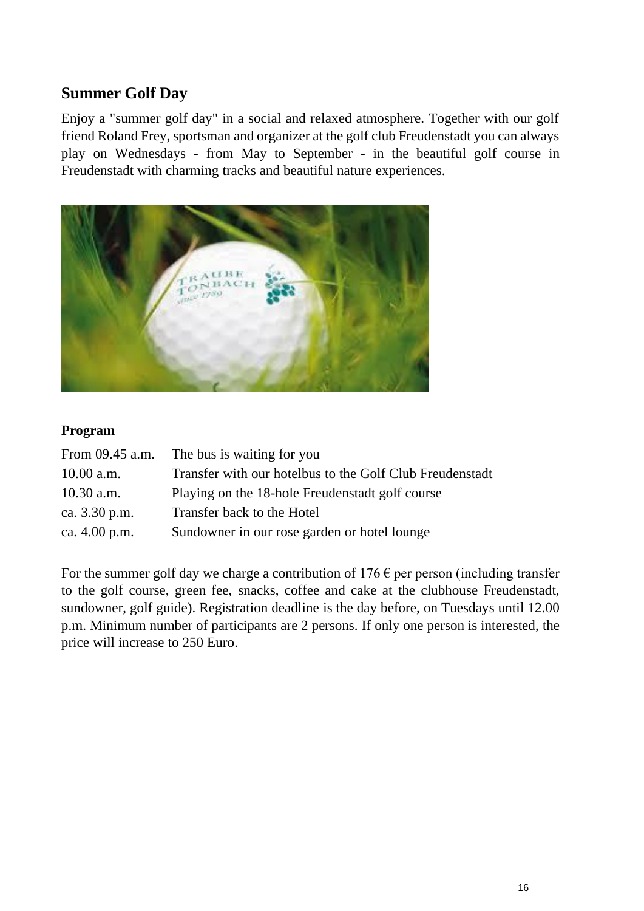## Summer Golf Day

Enjoy a "summer golf day" in a social and relaxed atmosphere. Together with our golf friend Roland Frey, sportsman and organizer at the golf club Freudenstadt you can always play on Wednesdays - from May to September - in the beautiful golf course in Freudenstadt with charming tracks and beautiful nature experiences.

### Program

| | |
|---|---|
| From 09.45 a.m. | The bus is waiting for you |
| 10.00 a.m. | Transfer with our hotelbus to the Golf Club Freudenstadt |
| 10.30 a.m. | Playing on the 18-hole Freudenstadt golf course |
| ca. 3.30 p.m. | Transfer back to the Hotel |
| ca. 4.00 p.m. | Sundowner in our rose garden or hotel lounge |

For the summer golf day we charge a contribution of 176 € per person (including transfer to the golf course, green fee, snacks, coffee and cake at the clubhouse Freudenstadt, sundowner, golf guide). Registration deadline is the day before, on Tuesdays until 12.00 p.m. Minimum number of participants are 2 persons. If only one person is interested, the price will increase to 250 Euro.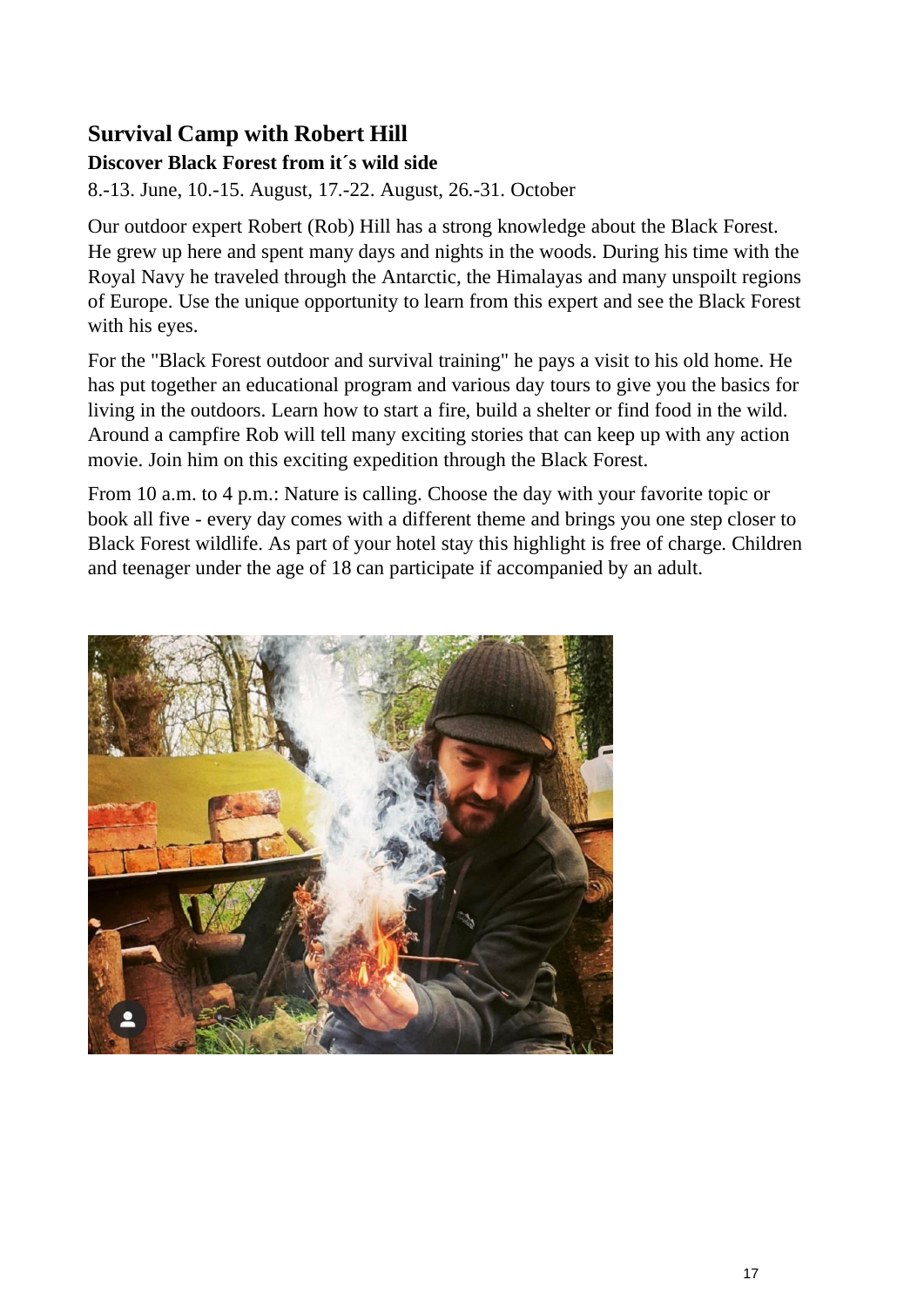## Survival Camp with Robert Hill

### Discover Black Forest from it´s wild side

8.-13. June, 10.-15. August, 17.-22. August, 26.-31. October

Our outdoor expert Robert (Rob) Hill has a strong knowledge about the Black Forest. He grew up here and spent many days and nights in the woods. During his time with the Royal Navy he traveled through the Antarctic, the Himalayas and many unspoilt regions of Europe. Use the unique opportunity to learn from this expert and see the Black Forest with his eyes.

For the "Black Forest outdoor and survival training" he pays a visit to his old home. He has put together an educational program and various day tours to give you the basics for living in the outdoors. Learn how to start a fire, build a shelter or find food in the wild. Around a campfire Rob will tell many exciting stories that can keep up with any action movie. Join him on this exciting expedition through the Black Forest.

From 10 a.m. to 4 p.m.: Nature is calling. Choose the day with your favorite topic or book all five - every day comes with a different theme and brings you one step closer to Black Forest wildlife. As part of your hotel stay this highlight is free of charge. Children and teenager under the age of 18 can participate if accompanied by an adult.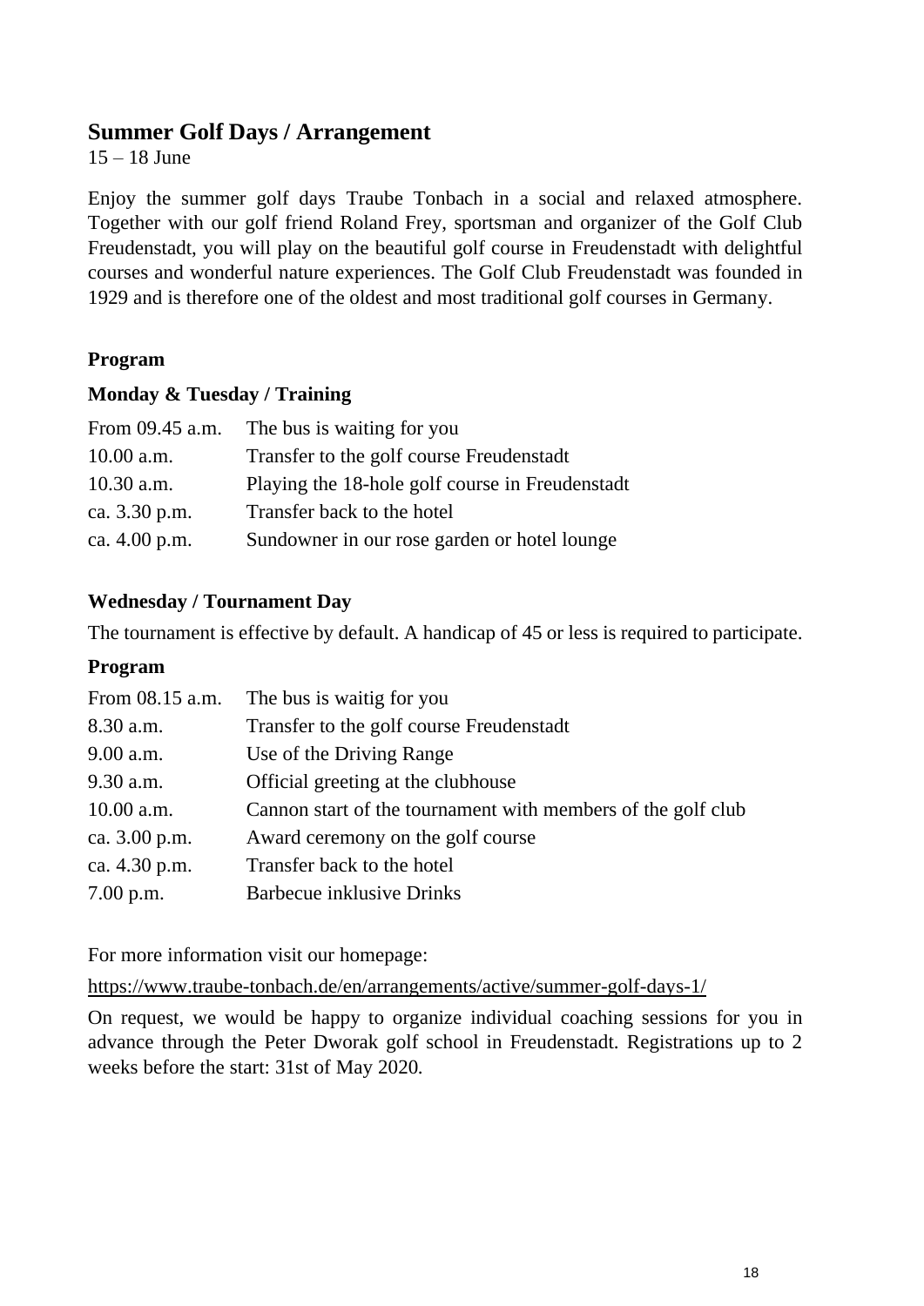## Summer Golf Days / Arrangement

15 – 18 June

Enjoy the summer golf days Traube Tonbach in a social and relaxed atmosphere. Together with our golf friend Roland Frey, sportsman and organizer of the Golf Club Freudenstadt, you will play on the beautiful golf course in Freudenstadt with delightful courses and wonderful nature experiences. The Golf Club Freudenstadt was founded in 1929 and is therefore one of the oldest and most traditional golf courses in Germany.

### Program

#### Monday & Tuesday / Training

| | |
|---|---|
| From 09.45 a.m. | The bus is waiting for you |
| 10.00 a.m. | Transfer to the golf course Freudenstadt |
| 10.30 a.m. | Playing the 18-hole golf course in Freudenstadt |
| ca. 3.30 p.m. | Transfer back to the hotel |
| ca. 4.00 p.m. | Sundowner in our rose garden or hotel lounge |

#### Wednesday / Tournament Day

The tournament is effective by default. A handicap of 45 or less is required to participate.

#### Program

| | |
|---|---|
| From 08.15 a.m. | The bus is waitig for you |
| 8.30 a.m. | Transfer to the golf course Freudenstadt |
| 9.00 a.m. | Use of the Driving Range |
| 9.30 a.m. | Official greeting at the clubhouse |
| 10.00 a.m. | Cannon start of the tournament with members of the golf club |
| ca. 3.00 p.m. | Award ceremony on the golf course |
| ca. 4.30 p.m. | Transfer back to the hotel |
| 7.00 p.m. | Barbecue inklusive Drinks |

For more information visit our homepage:

https://www.traube-tonbach.de/en/arrangements/active/summer-golf-days-1/

On request, we would be happy to organize individual coaching sessions for you in advance through the Peter Dworak golf school in Freudenstadt. Registrations up to 2 weeks before the start: 31st of May 2020.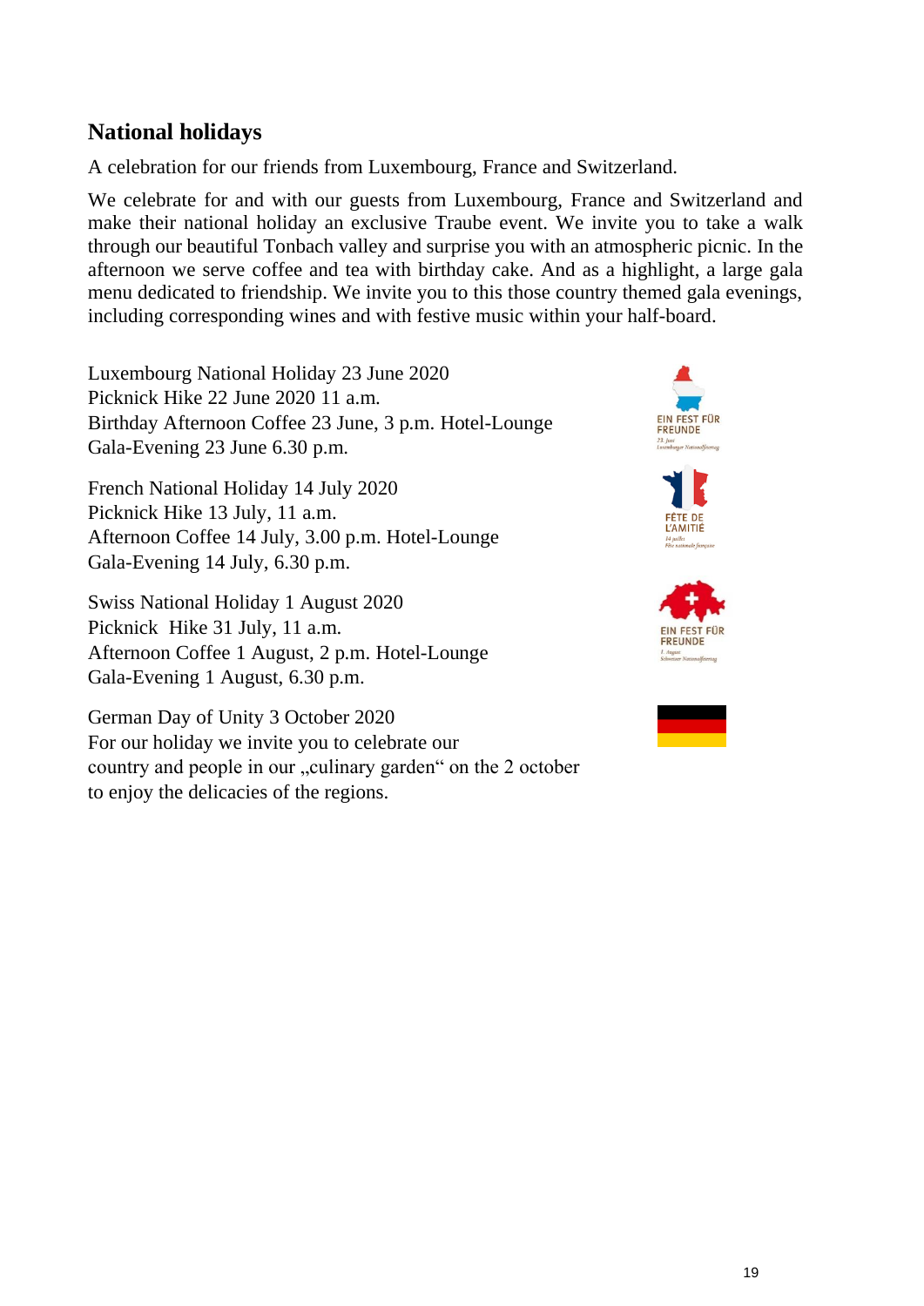## National holidays

A celebration for our friends from Luxembourg, France and Switzerland.

We celebrate for and with our guests from Luxembourg, France and Switzerland and make their national holiday an exclusive Traube event. We invite you to take a walk through our beautiful Tonbach valley and surprise you with an atmospheric picnic. In the afternoon we serve coffee and tea with birthday cake. And as a highlight, a large gala menu dedicated to friendship. We invite you to this those country themed gala evenings, including corresponding wines and with festive music within your half-board.

Luxembourg National Holiday 23 June 2020
Picknick Hike 22 June 2020 11 a.m.
Birthday Afternoon Coffee 23 June, 3 p.m. Hotel-Lounge
Gala-Evening 23 June 6.30 p.m.

French National Holiday 14 July 2020
Picknick Hike 13 July, 11 a.m.
Afternoon Coffee 14 July, 3.00 p.m. Hotel-Lounge
Gala-Evening 14 July, 6.30 p.m.

Swiss National Holiday 1 August 2020
Picknick Hike 31 July, 11 a.m.
Afternoon Coffee 1 August, 2 p.m. Hotel-Lounge
Gala-Evening 1 August, 6.30 p.m.

German Day of Unity 3 October 2020
For our holiday we invite you to celebrate our country and people in our „culinary garden“ on the 2 october to enjoy the delicacies of the regions.

EIN FEST FÜR FREUNDE

FÊTE DE L'AMITIÉ

EIN FEST FÜR FREUNDE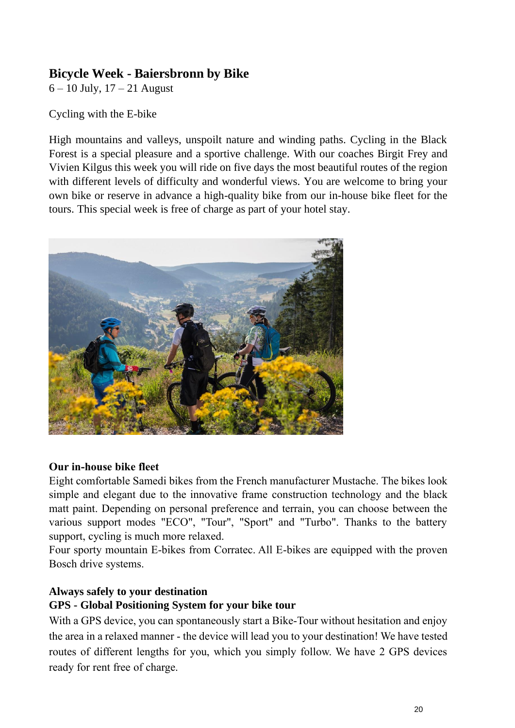## Bicycle Week - Baiersbronn by Bike

6 – 10 July, 17 – 21 August

Cycling with the E-bike

High mountains and valleys, unspoilt nature and winding paths. Cycling in the Black Forest is a special pleasure and a sportive challenge. With our coaches Birgit Frey and Vivien Kilgus this week you will ride on five days the most beautiful routes of the region with different levels of difficulty and wonderful views. You are welcome to bring your own bike or reserve in advance a high-quality bike from our in-house bike fleet for the tours. This special week is free of charge as part of your hotel stay.

**Our in-house bike fleet**

Eight comfortable Samedi bikes from the French manufacturer Mustache. The bikes look simple and elegant due to the innovative frame construction technology and the black matt paint. Depending on personal preference and terrain, you can choose between the various support modes "ECO", "Tour", "Sport" and "Turbo". Thanks to the battery support, cycling is much more relaxed.

Four sporty mountain E-bikes from Corratec. All E-bikes are equipped with the proven Bosch drive systems.

**Always safely to your destination**

**GPS - Global Positioning System for your bike tour**

With a GPS device, you can spontaneously start a Bike-Tour without hesitation and enjoy the area in a relaxed manner - the device will lead you to your destination! We have tested routes of different lengths for you, which you simply follow. We have 2 GPS devices ready for rent free of charge.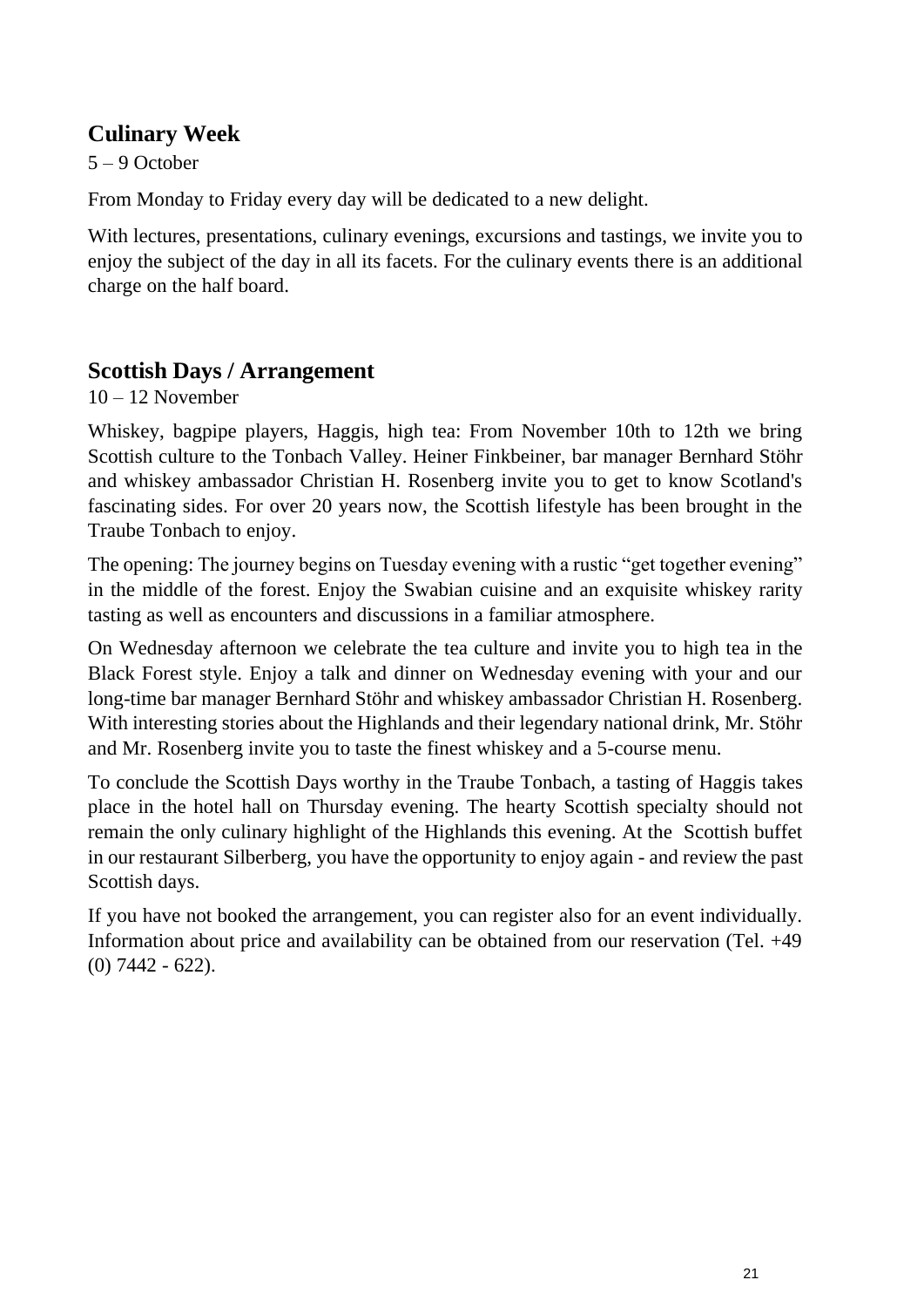## Culinary Week

5 – 9 October

From Monday to Friday every day will be dedicated to a new delight.

With lectures, presentations, culinary evenings, excursions and tastings, we invite you to enjoy the subject of the day in all its facets. For the culinary events there is an additional charge on the half board.

## Scottish Days / Arrangement

10 – 12 November

Whiskey, bagpipe players, Haggis, high tea: From November 10th to 12th we bring Scottish culture to the Tonbach Valley. Heiner Finkbeiner, bar manager Bernhard Stöhr and whiskey ambassador Christian H. Rosenberg invite you to get to know Scotland's fascinating sides. For over 20 years now, the Scottish lifestyle has been brought in the Traube Tonbach to enjoy.

The opening: The journey begins on Tuesday evening with a rustic "get together evening" in the middle of the forest. Enjoy the Swabian cuisine and an exquisite whiskey rarity tasting as well as encounters and discussions in a familiar atmosphere.

On Wednesday afternoon we celebrate the tea culture and invite you to high tea in the Black Forest style. Enjoy a talk and dinner on Wednesday evening with your and our long-time bar manager Bernhard Stöhr and whiskey ambassador Christian H. Rosenberg. With interesting stories about the Highlands and their legendary national drink, Mr. Stöhr and Mr. Rosenberg invite you to taste the finest whiskey and a 5-course menu.

To conclude the Scottish Days worthy in the Traube Tonbach, a tasting of Haggis takes place in the hotel hall on Thursday evening. The hearty Scottish specialty should not remain the only culinary highlight of the Highlands this evening. At the Scottish buffet in our restaurant Silberberg, you have the opportunity to enjoy again - and review the past Scottish days.

If you have not booked the arrangement, you can register also for an event individually. Information about price and availability can be obtained from our reservation (Tel. +49 (0) 7442 - 622).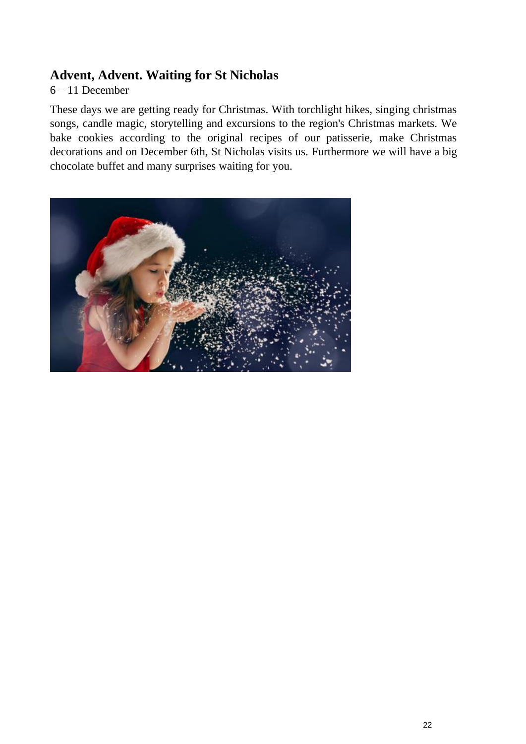## Advent, Advent. Waiting for St Nicholas

6 – 11 December

These days we are getting ready for Christmas. With torchlight hikes, singing christmas songs, candle magic, storytelling and excursions to the region's Christmas markets. We bake cookies according to the original recipes of our patisserie, make Christmas decorations and on December 6th, St Nicholas visits us. Furthermore we will have a big chocolate buffet and many surprises waiting for you.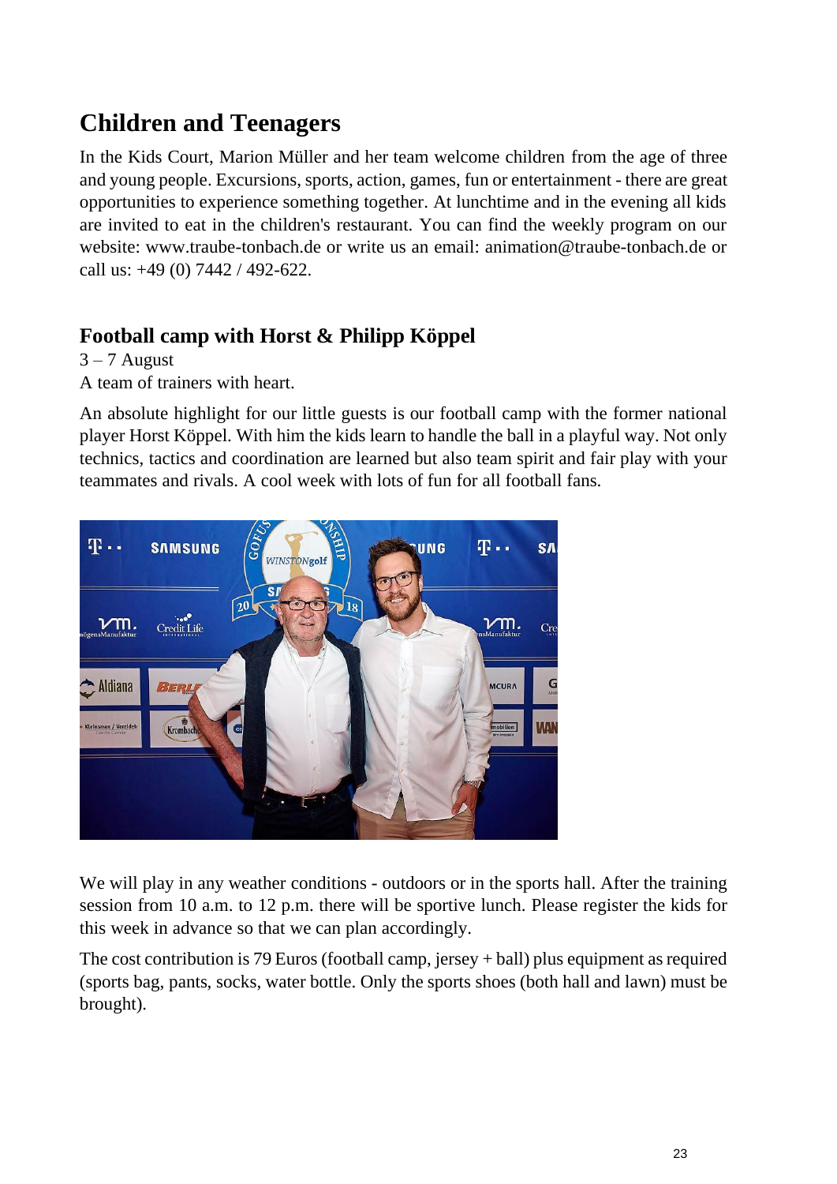## Children and Teenagers

In the Kids Court, Marion Müller and her team welcome children from the age of three and young people. Excursions, sports, action, games, fun or entertainment - there are great opportunities to experience something together. At lunchtime and in the evening all kids are invited to eat in the children's restaurant. You can find the weekly program on our website: www.traube-tonbach.de or write us an email: animation@traube-tonbach.de or call us: +49 (0) 7442 / 492-622.

### Football camp with Horst & Philipp Köppel

3 – 7 August
A team of trainers with heart.

An absolute highlight for our little guests is our football camp with the former national player Horst Köppel. With him the kids learn to handle the ball in a playful way. Not only technics, tactics and coordination are learned but also team spirit and fair play with your teammates and rivals. A cool week with lots of fun for all football fans.

We will play in any weather conditions - outdoors or in the sports hall. After the training session from 10 a.m. to 12 p.m. there will be sportive lunch. Please register the kids for this week in advance so that we can plan accordingly.

The cost contribution is 79 Euros (football camp, jersey + ball) plus equipment as required (sports bag, pants, socks, water bottle. Only the sports shoes (both hall and lawn) must be brought).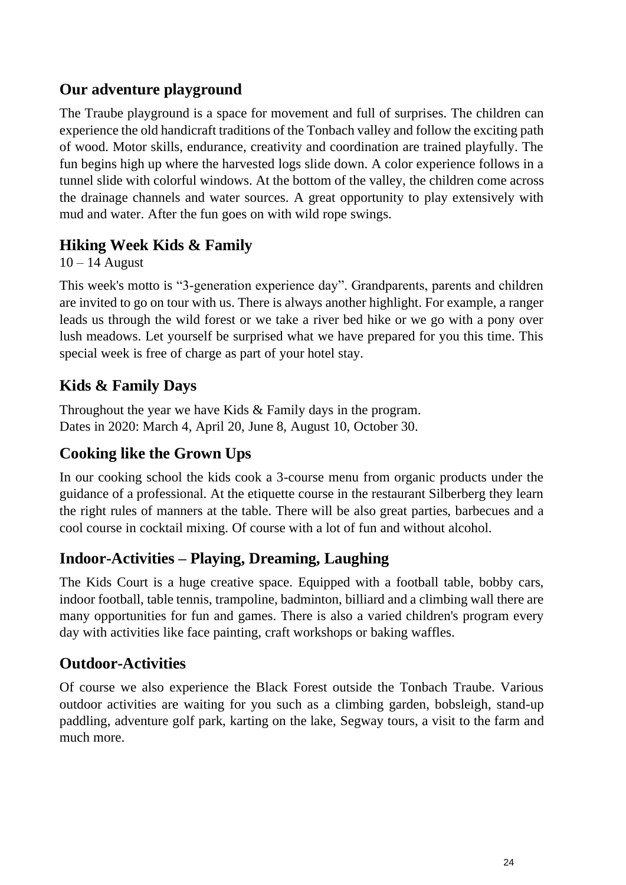## Our adventure playground

The Traube playground is a space for movement and full of surprises. The children can experience the old handicraft traditions of the Tonbach valley and follow the exciting path of wood. Motor skills, endurance, creativity and coordination are trained playfully. The fun begins high up where the harvested logs slide down. A color experience follows in a tunnel slide with colorful windows. At the bottom of the valley, the children come across the drainage channels and water sources. A great opportunity to play extensively with mud and water. After the fun goes on with wild rope swings.

## Hiking Week Kids & Family

10 – 14 August

This week's motto is "3-generation experience day". Grandparents, parents and children are invited to go on tour with us. There is always another highlight. For example, a ranger leads us through the wild forest or we take a river bed hike or we go with a pony over lush meadows. Let yourself be surprised what we have prepared for you this time. This special week is free of charge as part of your hotel stay.

## Kids & Family Days

Throughout the year we have Kids & Family days in the program.
Dates in 2020: March 4, April 20, June 8, August 10, October 30.

## Cooking like the Grown Ups

In our cooking school the kids cook a 3-course menu from organic products under the guidance of a professional. At the etiquette course in the restaurant Silberberg they learn the right rules of manners at the table. There will be also great parties, barbecues and a cool course in cocktail mixing. Of course with a lot of fun and without alcohol.

## Indoor-Activities – Playing, Dreaming, Laughing

The Kids Court is a huge creative space. Equipped with a football table, bobby cars, indoor football, table tennis, trampoline, badminton, billiard and a climbing wall there are many opportunities for fun and games. There is also a varied children's program every day with activities like face painting, craft workshops or baking waffles.

## Outdoor-Activities

Of course we also experience the Black Forest outside the Tonbach Traube. Various outdoor activities are waiting for you such as a climbing garden, bobsleigh, stand-up paddling, adventure golf park, karting on the lake, Segway tours, a visit to the farm and much more.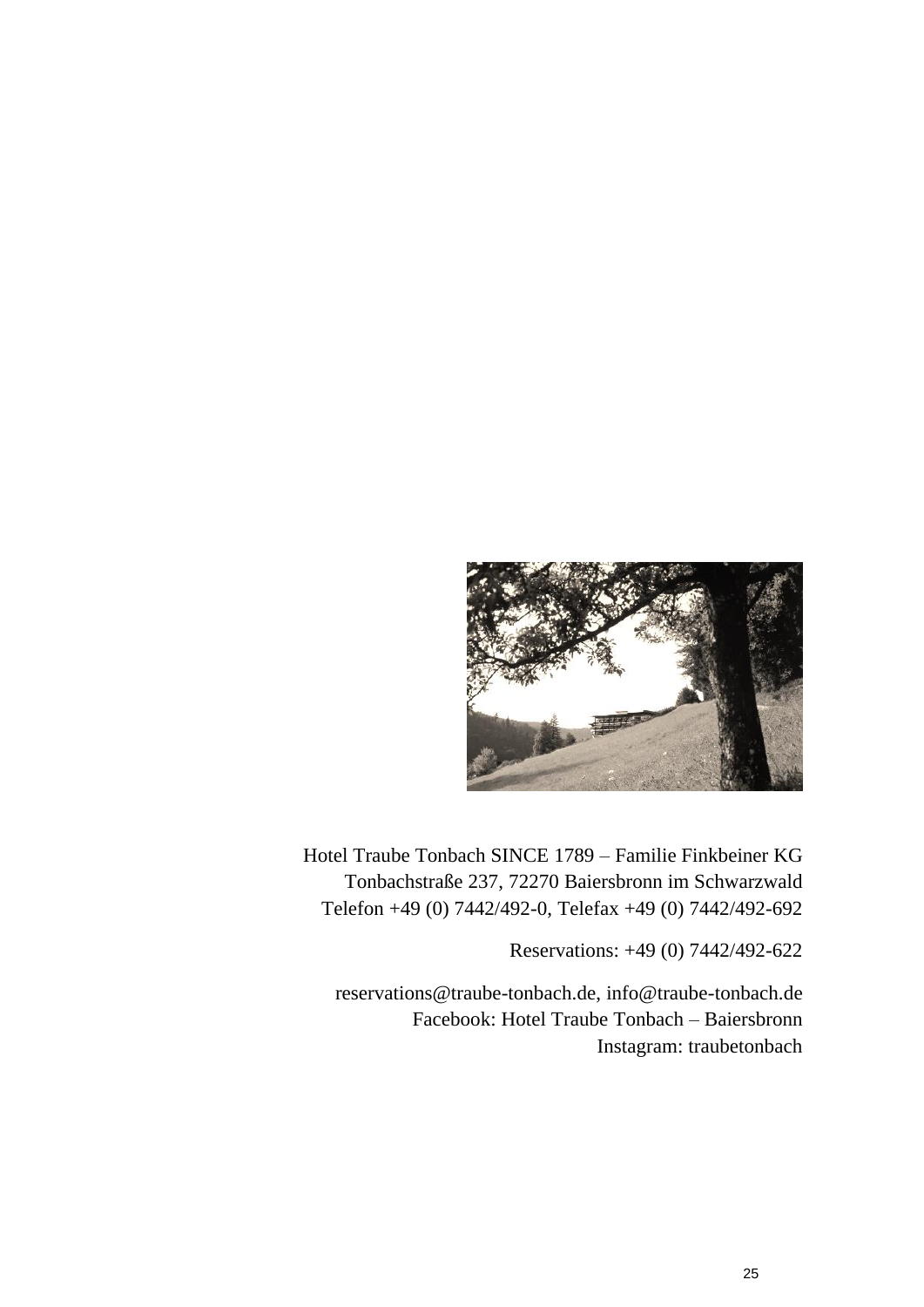Hotel Traube Tonbach SINCE 1789 – Familie Finkbeiner KG
Tonbachstraße 237, 72270 Baiersbronn im Schwarzwald
Telefon +49 (0) 7442/492-0, Telefax +49 (0) 7442/492-692

Reservations: +49 (0) 7442/492-622

reservations@traube-tonbach.de, info@traube-tonbach.de
Facebook: Hotel Traube Tonbach – Baiersbronn
Instagram: traubetonbach